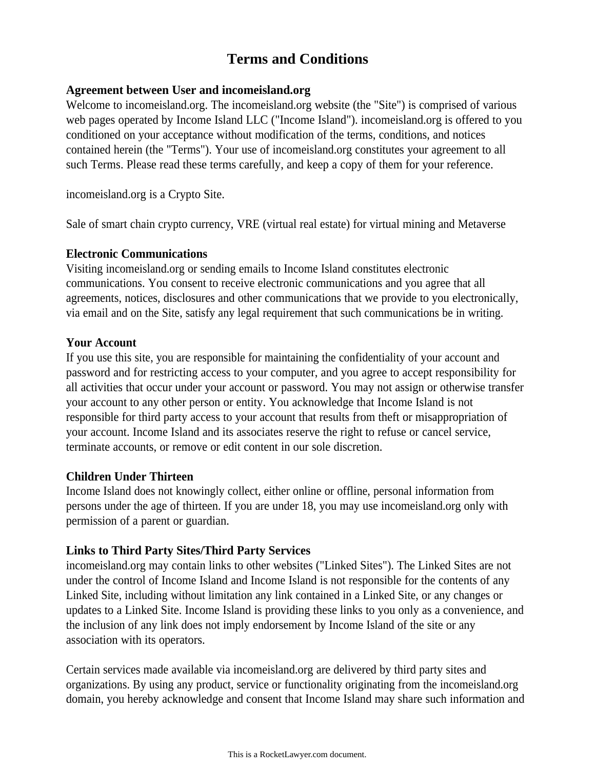# Terms and Conditions

**Agreement between User and incomeisland.org**

Welcome to incomeisland.org. The incomeisland.org website (the "Site") is comprised of various web pages operated by Income Island LLC ("Income Island"). incomeisland.org is offered to you conditioned on your acceptance without modification of the terms, conditions, and notices contained herein (the "Terms"). Your use of incomeisland.org constitutes your agreement to all such Terms. Please read these terms carefully, and keep a copy of them for your reference.

incomeisland.org is a Crypto Site.

Sale of smart chain crypto currency, VRE (virtual real estate) for virtual mining and Metaverse

**Electronic Communications**

Visiting incomeisland.org or sending emails to Income Island constitutes electronic communications. You consent to receive electronic communications and you agree that all agreements, notices, disclosures and other communications that we provide to you electronically, via email and on the Site, satisfy any legal requirement that such communications be in writing.

**Your Account**

If you use this site, you are responsible for maintaining the confidentiality of your account and password and for restricting access to your computer, and you agree to accept responsibility for all activities that occur under your account or password. You may not assign or otherwise transfer your account to any other person or entity. You acknowledge that Income Island is not responsible for third party access to your account that results from theft or misappropriation of your account. Income Island and its associates reserve the right to refuse or cancel service, terminate accounts, or remove or edit content in our sole discretion.

**Children Under Thirteen**

Income Island does not knowingly collect, either online or offline, personal information from persons under the age of thirteen. If you are under 18, you may use incomeisland.org only with permission of a parent or guardian.

**Links to Third Party Sites/Third Party Services**

incomeisland.org may contain links to other websites ("Linked Sites"). The Linked Sites are not under the control of Income Island and Income Island is not responsible for the contents of any Linked Site, including without limitation any link contained in a Linked Site, or any changes or updates to a Linked Site. Income Island is providing these links to you only as a convenience, and the inclusion of any link does not imply endorsement by Income Island of the site or any association with its operators.

Certain services made available via incomeisland.org are delivered by third party sites and organizations. By using any product, service or functionality originating from the incomeisland.org domain, you hereby acknowledge and consent that Income Island may share such information and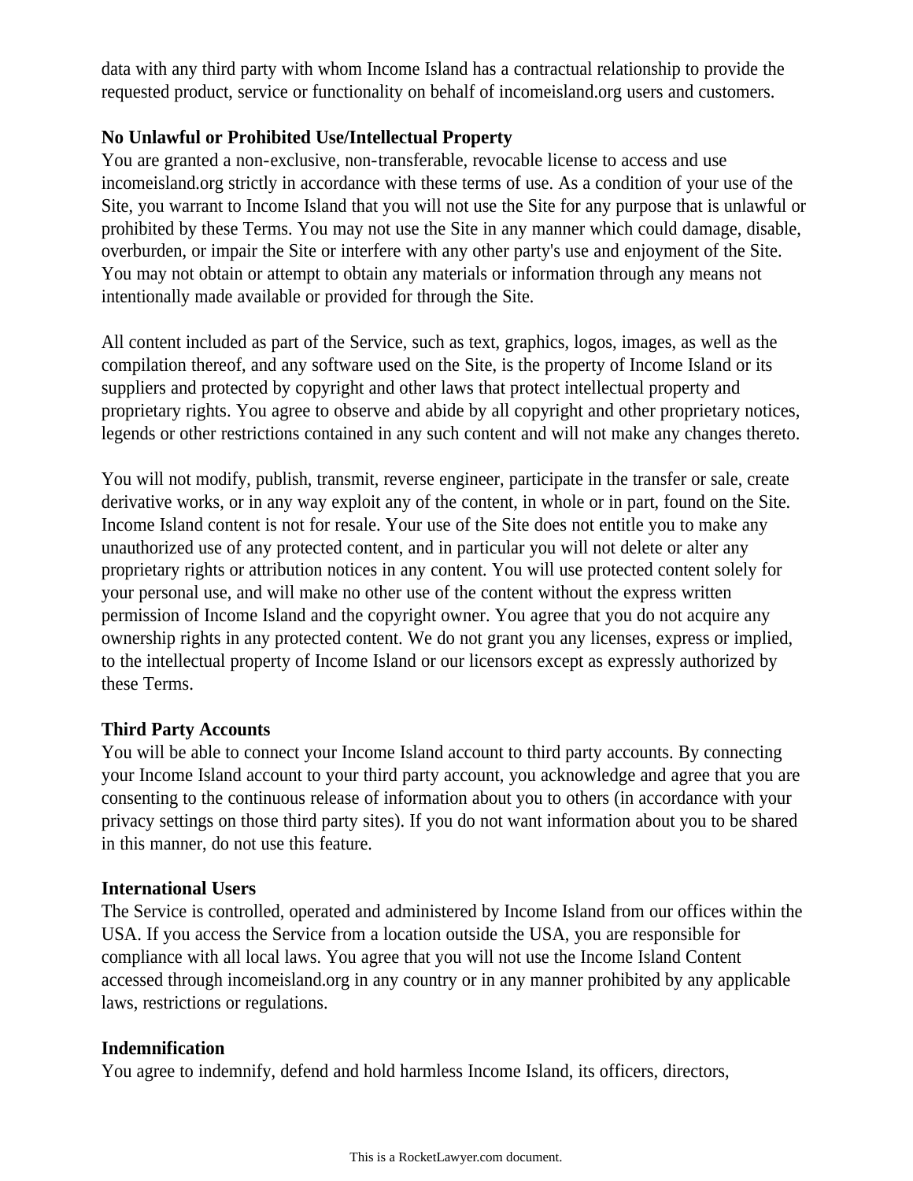data with any third party with whom Income Island has a contractual relationship to provide the requested product, service or functionality on behalf of incomeisland.org users and customers.

**No Unlawful or Prohibited Use/Intellectual Property**

You are granted a non-exclusive, non-transferable, revocable license to access and use incomeisland.org strictly in accordance with these terms of use. As a condition of your use of the Site, you warrant to Income Island that you will not use the Site for any purpose that is unlawful or prohibited by these Terms. You may not use the Site in any manner which could damage, disable, overburden, or impair the Site or interfere with any other party's use and enjoyment of the Site. You may not obtain or attempt to obtain any materials or information through any means not intentionally made available or provided for through the Site.

All content included as part of the Service, such as text, graphics, logos, images, as well as the compilation thereof, and any software used on the Site, is the property of Income Island or its suppliers and protected by copyright and other laws that protect intellectual property and proprietary rights. You agree to observe and abide by all copyright and other proprietary notices, legends or other restrictions contained in any such content and will not make any changes thereto.

You will not modify, publish, transmit, reverse engineer, participate in the transfer or sale, create derivative works, or in any way exploit any of the content, in whole or in part, found on the Site. Income Island content is not for resale. Your use of the Site does not entitle you to make any unauthorized use of any protected content, and in particular you will not delete or alter any proprietary rights or attribution notices in any content. You will use protected content solely for your personal use, and will make no other use of the content without the express written permission of Income Island and the copyright owner. You agree that you do not acquire any ownership rights in any protected content. We do not grant you any licenses, express or implied, to the intellectual property of Income Island or our licensors except as expressly authorized by these Terms.

**Third Party Accounts**

You will be able to connect your Income Island account to third party accounts. By connecting your Income Island account to your third party account, you acknowledge and agree that you are consenting to the continuous release of information about you to others (in accordance with your privacy settings on those third party sites). If you do not want information about you to be shared in this manner, do not use this feature.

**International Users**

The Service is controlled, operated and administered by Income Island from our offices within the USA. If you access the Service from a location outside the USA, you are responsible for compliance with all local laws. You agree that you will not use the Income Island Content accessed through incomeisland.org in any country or in any manner prohibited by any applicable laws, restrictions or regulations.

**Indemnification**

You agree to indemnify, defend and hold harmless Income Island, its officers, directors,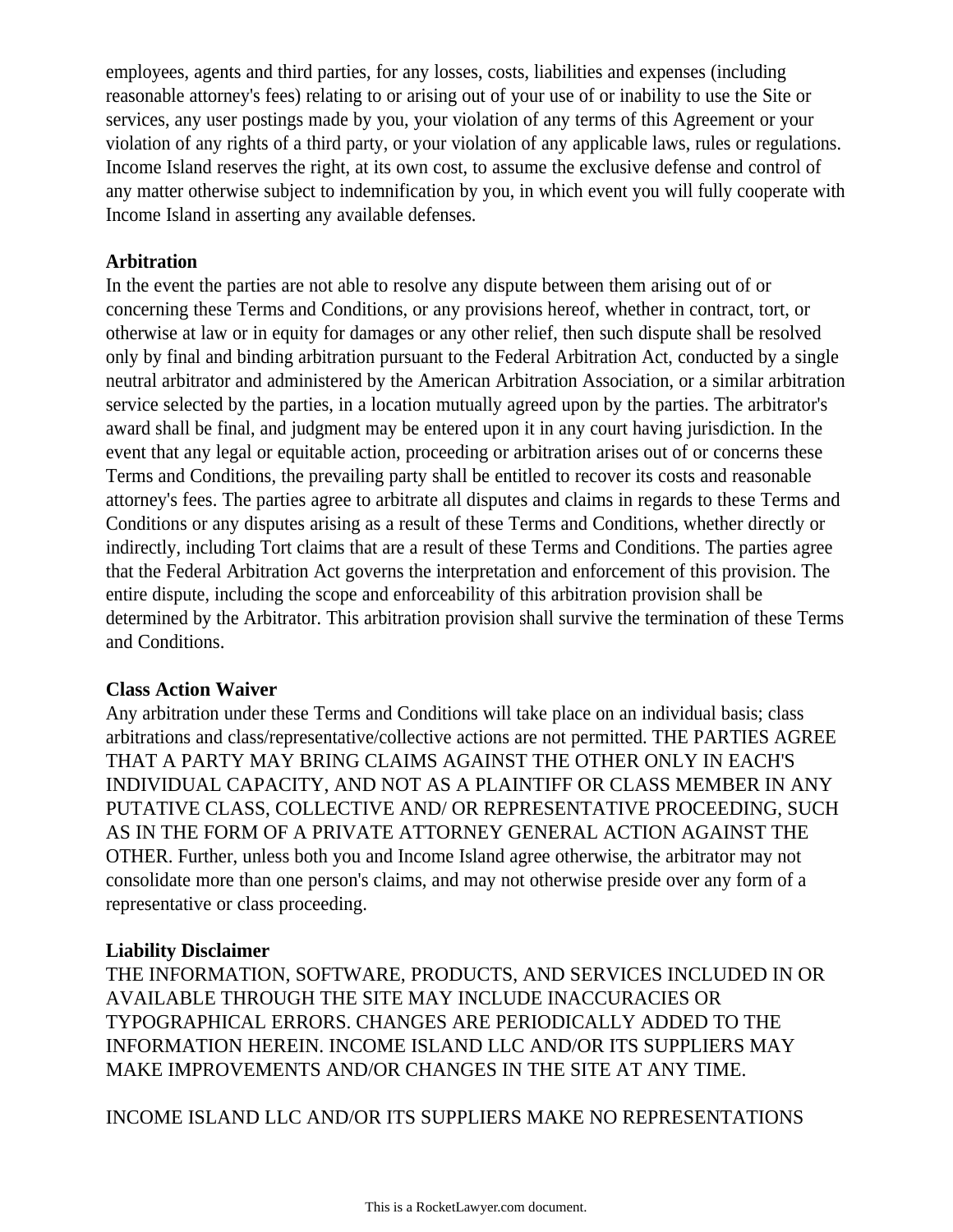employees, agents and third parties, for any losses, costs, liabilities and expenses (including reasonable attorney's fees) relating to or arising out of your use of or inability to use the Site or services, any user postings made by you, your violation of any terms of this Agreement or your violation of any rights of a third party, or your violation of any applicable laws, rules or regulations. Income Island reserves the right, at its own cost, to assume the exclusive defense and control of any matter otherwise subject to indemnification by you, in which event you will fully cooperate with Income Island in asserting any available defenses.

**Arbitration**

In the event the parties are not able to resolve any dispute between them arising out of or concerning these Terms and Conditions, or any provisions hereof, whether in contract, tort, or otherwise at law or in equity for damages or any other relief, then such dispute shall be resolved only by final and binding arbitration pursuant to the Federal Arbitration Act, conducted by a single neutral arbitrator and administered by the American Arbitration Association, or a similar arbitration service selected by the parties, in a location mutually agreed upon by the parties. The arbitrator's award shall be final, and judgment may be entered upon it in any court having jurisdiction. In the event that any legal or equitable action, proceeding or arbitration arises out of or concerns these Terms and Conditions, the prevailing party shall be entitled to recover its costs and reasonable attorney's fees. The parties agree to arbitrate all disputes and claims in regards to these Terms and Conditions or any disputes arising as a result of these Terms and Conditions, whether directly or indirectly, including Tort claims that are a result of these Terms and Conditions. The parties agree that the Federal Arbitration Act governs the interpretation and enforcement of this provision. The entire dispute, including the scope and enforceability of this arbitration provision shall be determined by the Arbitrator. This arbitration provision shall survive the termination of these Terms and Conditions.

**Class Action Waiver**

Any arbitration under these Terms and Conditions will take place on an individual basis; class arbitrations and class/representative/collective actions are not permitted. THE PARTIES AGREE THAT A PARTY MAY BRING CLAIMS AGAINST THE OTHER ONLY IN EACH'S INDIVIDUAL CAPACITY, AND NOT AS A PLAINTIFF OR CLASS MEMBER IN ANY PUTATIVE CLASS, COLLECTIVE AND/ OR REPRESENTATIVE PROCEEDING, SUCH AS IN THE FORM OF A PRIVATE ATTORNEY GENERAL ACTION AGAINST THE OTHER. Further, unless both you and Income Island agree otherwise, the arbitrator may not consolidate more than one person's claims, and may not otherwise preside over any form of a representative or class proceeding.

**Liability Disclaimer**

THE INFORMATION, SOFTWARE, PRODUCTS, AND SERVICES INCLUDED IN OR AVAILABLE THROUGH THE SITE MAY INCLUDE INACCURACIES OR TYPOGRAPHICAL ERRORS. CHANGES ARE PERIODICALLY ADDED TO THE INFORMATION HEREIN. INCOME ISLAND LLC AND/OR ITS SUPPLIERS MAY MAKE IMPROVEMENTS AND/OR CHANGES IN THE SITE AT ANY TIME.

INCOME ISLAND LLC AND/OR ITS SUPPLIERS MAKE NO REPRESENTATIONS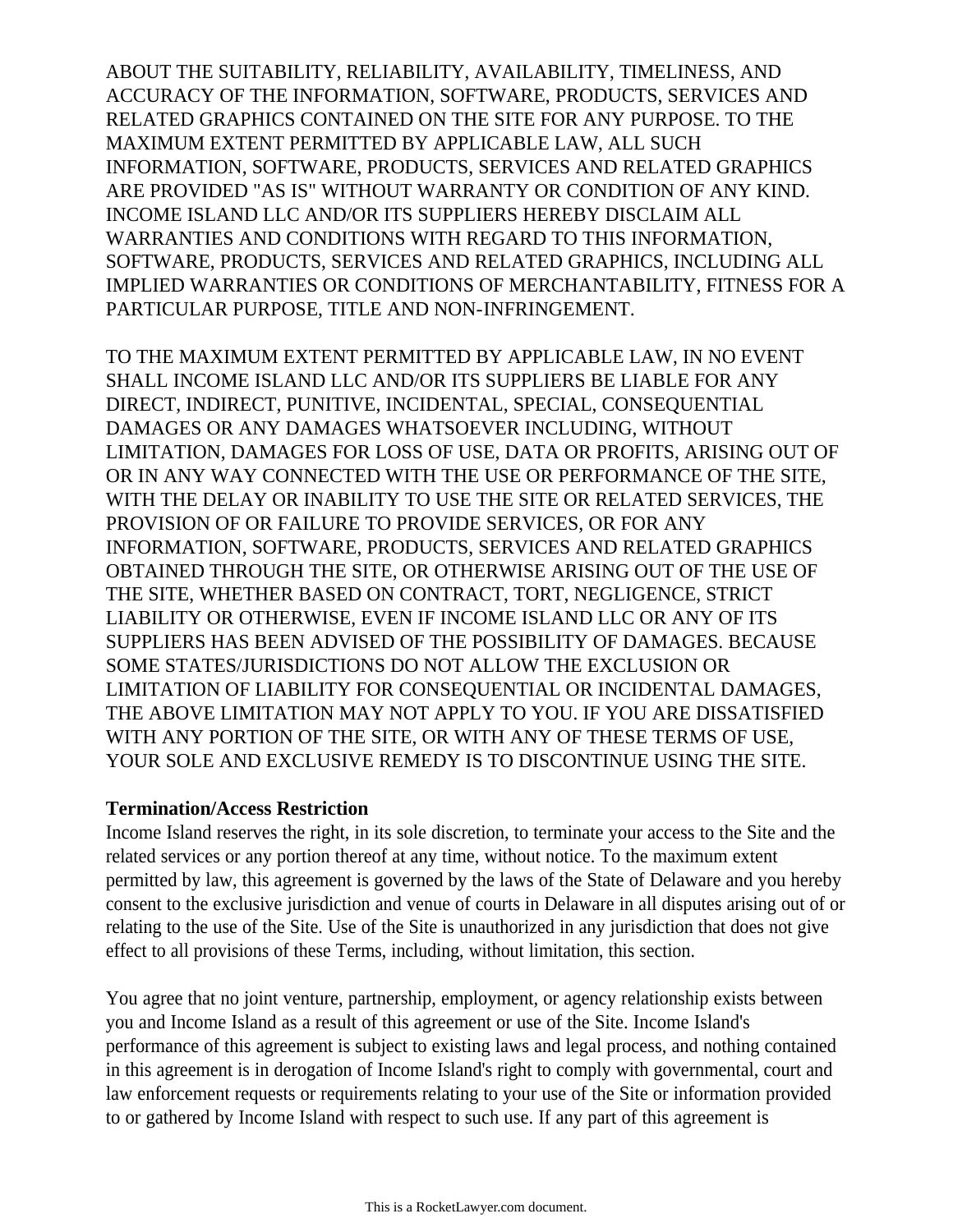ABOUT THE SUITABILITY, RELIABILITY, AVAILABILITY, TIMELINESS, AND ACCURACY OF THE INFORMATION, SOFTWARE, PRODUCTS, SERVICES AND RELATED GRAPHICS CONTAINED ON THE SITE FOR ANY PURPOSE. TO THE MAXIMUM EXTENT PERMITTED BY APPLICABLE LAW, ALL SUCH INFORMATION, SOFTWARE, PRODUCTS, SERVICES AND RELATED GRAPHICS ARE PROVIDED "AS IS" WITHOUT WARRANTY OR CONDITION OF ANY KIND. INCOME ISLAND LLC AND/OR ITS SUPPLIERS HEREBY DISCLAIM ALL WARRANTIES AND CONDITIONS WITH REGARD TO THIS INFORMATION, SOFTWARE, PRODUCTS, SERVICES AND RELATED GRAPHICS, INCLUDING ALL IMPLIED WARRANTIES OR CONDITIONS OF MERCHANTABILITY, FITNESS FOR A PARTICULAR PURPOSE, TITLE AND NON-INFRINGEMENT.

TO THE MAXIMUM EXTENT PERMITTED BY APPLICABLE LAW, IN NO EVENT SHALL INCOME ISLAND LLC AND/OR ITS SUPPLIERS BE LIABLE FOR ANY DIRECT, INDIRECT, PUNITIVE, INCIDENTAL, SPECIAL, CONSEQUENTIAL DAMAGES OR ANY DAMAGES WHATSOEVER INCLUDING, WITHOUT LIMITATION, DAMAGES FOR LOSS OF USE, DATA OR PROFITS, ARISING OUT OF OR IN ANY WAY CONNECTED WITH THE USE OR PERFORMANCE OF THE SITE, WITH THE DELAY OR INABILITY TO USE THE SITE OR RELATED SERVICES, THE PROVISION OF OR FAILURE TO PROVIDE SERVICES, OR FOR ANY INFORMATION, SOFTWARE, PRODUCTS, SERVICES AND RELATED GRAPHICS OBTAINED THROUGH THE SITE, OR OTHERWISE ARISING OUT OF THE USE OF THE SITE, WHETHER BASED ON CONTRACT, TORT, NEGLIGENCE, STRICT LIABILITY OR OTHERWISE, EVEN IF INCOME ISLAND LLC OR ANY OF ITS SUPPLIERS HAS BEEN ADVISED OF THE POSSIBILITY OF DAMAGES. BECAUSE SOME STATES/JURISDICTIONS DO NOT ALLOW THE EXCLUSION OR LIMITATION OF LIABILITY FOR CONSEQUENTIAL OR INCIDENTAL DAMAGES, THE ABOVE LIMITATION MAY NOT APPLY TO YOU. IF YOU ARE DISSATISFIED WITH ANY PORTION OF THE SITE, OR WITH ANY OF THESE TERMS OF USE, YOUR SOLE AND EXCLUSIVE REMEDY IS TO DISCONTINUE USING THE SITE.

**Termination/Access Restriction**
Income Island reserves the right, in its sole discretion, to terminate your access to the Site and the related services or any portion thereof at any time, without notice. To the maximum extent permitted by law, this agreement is governed by the laws of the State of Delaware and you hereby consent to the exclusive jurisdiction and venue of courts in Delaware in all disputes arising out of or relating to the use of the Site. Use of the Site is unauthorized in any jurisdiction that does not give effect to all provisions of these Terms, including, without limitation, this section.

You agree that no joint venture, partnership, employment, or agency relationship exists between you and Income Island as a result of this agreement or use of the Site. Income Island's performance of this agreement is subject to existing laws and legal process, and nothing contained in this agreement is in derogation of Income Island's right to comply with governmental, court and law enforcement requests or requirements relating to your use of the Site or information provided to or gathered by Income Island with respect to such use. If any part of this agreement is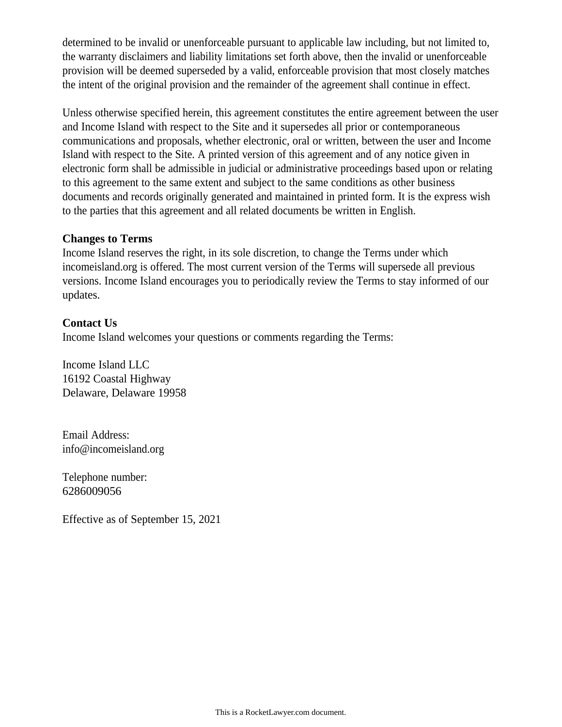determined to be invalid or unenforceable pursuant to applicable law including, but not limited to, the warranty disclaimers and liability limitations set forth above, then the invalid or unenforceable provision will be deemed superseded by a valid, enforceable provision that most closely matches the intent of the original provision and the remainder of the agreement shall continue in effect.

Unless otherwise specified herein, this agreement constitutes the entire agreement between the user and Income Island with respect to the Site and it supersedes all prior or contemporaneous communications and proposals, whether electronic, oral or written, between the user and Income Island with respect to the Site. A printed version of this agreement and of any notice given in electronic form shall be admissible in judicial or administrative proceedings based upon or relating to this agreement to the same extent and subject to the same conditions as other business documents and records originally generated and maintained in printed form. It is the express wish to the parties that this agreement and all related documents be written in English.

**Changes to Terms**

Income Island reserves the right, in its sole discretion, to change the Terms under which incomeisland.org is offered. The most current version of the Terms will supersede all previous versions. Income Island encourages you to periodically review the Terms to stay informed of our updates.

**Contact Us**

Income Island welcomes your questions or comments regarding the Terms:

Income Island LLC
16192 Coastal Highway
Delaware, Delaware 19958

Email Address:
info@incomeisland.org

Telephone number:
6286009056

Effective as of September 15, 2021

This is a RocketLawyer.com document.